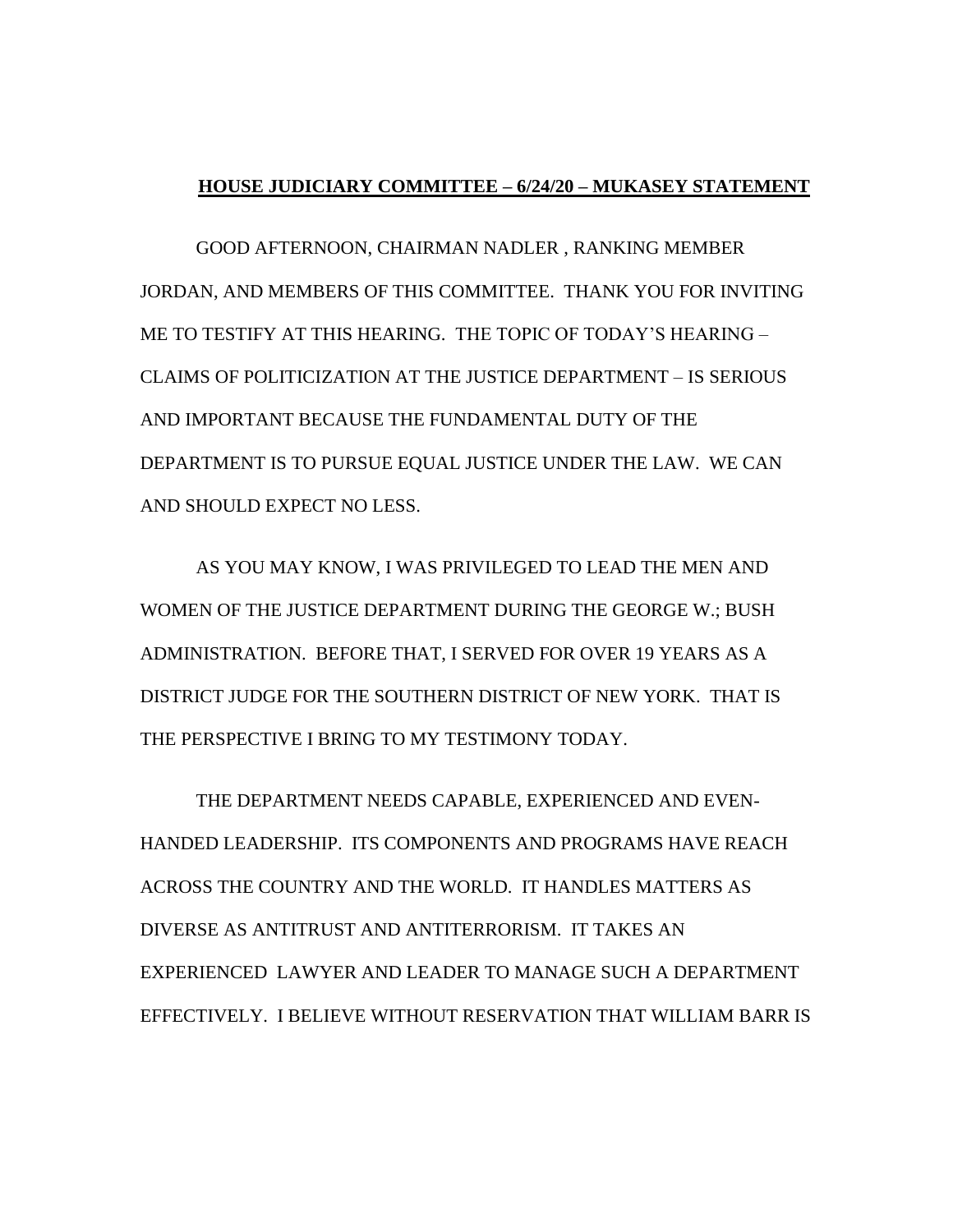**HOUSE JUDICIARY COMMITTEE – 6/24/20 – MUKASEY STATEMENT**

GOOD AFTERNOON, CHAIRMAN NADLER , RANKING MEMBER JORDAN, AND MEMBERS OF THIS COMMITTEE. THANK YOU FOR INVITING ME TO TESTIFY AT THIS HEARING. THE TOPIC OF TODAY'S HEARING – CLAIMS OF POLITICIZATION AT THE JUSTICE DEPARTMENT – IS SERIOUS AND IMPORTANT BECAUSE THE FUNDAMENTAL DUTY OF THE DEPARTMENT IS TO PURSUE EQUAL JUSTICE UNDER THE LAW. WE CAN AND SHOULD EXPECT NO LESS.

AS YOU MAY KNOW, I WAS PRIVILEGED TO LEAD THE MEN AND WOMEN OF THE JUSTICE DEPARTMENT DURING THE GEORGE W.; BUSH ADMINISTRATION. BEFORE THAT, I SERVED FOR OVER 19 YEARS AS A DISTRICT JUDGE FOR THE SOUTHERN DISTRICT OF NEW YORK. THAT IS THE PERSPECTIVE I BRING TO MY TESTIMONY TODAY.

THE DEPARTMENT NEEDS CAPABLE, EXPERIENCED AND EVEN-HANDED LEADERSHIP. ITS COMPONENTS AND PROGRAMS HAVE REACH ACROSS THE COUNTRY AND THE WORLD. IT HANDLES MATTERS AS DIVERSE AS ANTITRUST AND ANTITERRORISM. IT TAKES AN EXPERIENCED LAWYER AND LEADER TO MANAGE SUCH A DEPARTMENT EFFECTIVELY. I BELIEVE WITHOUT RESERVATION THAT WILLIAM BARR IS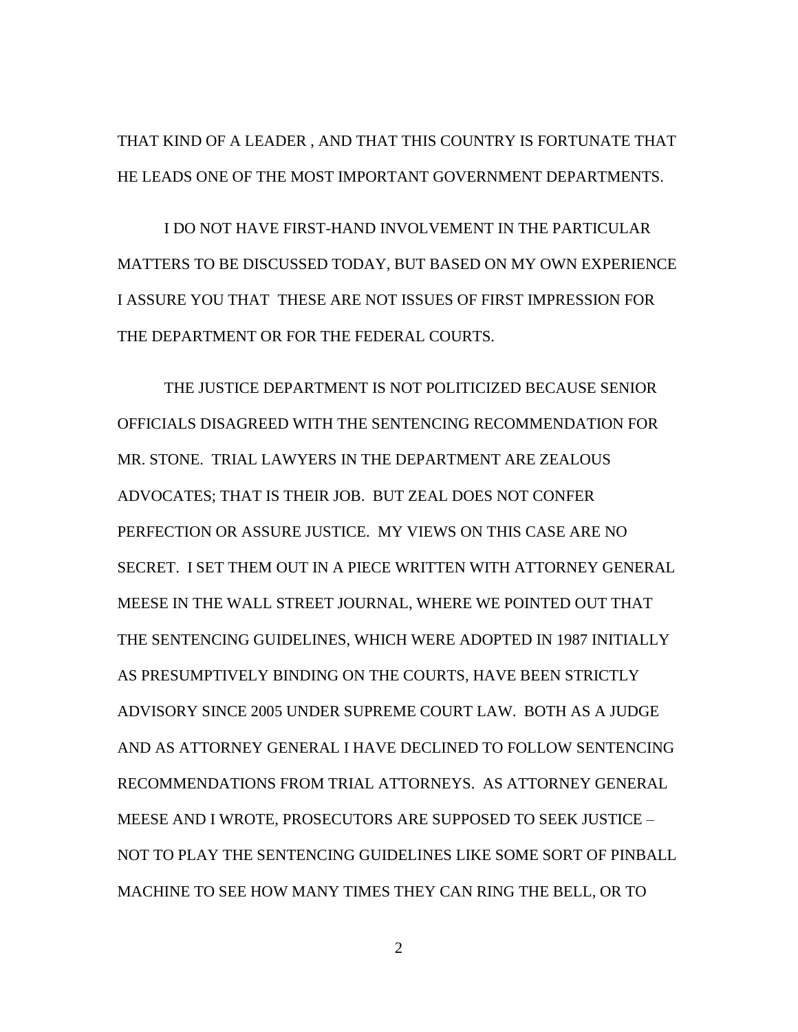THAT KIND OF A LEADER , AND THAT THIS COUNTRY IS FORTUNATE THAT HE LEADS ONE OF THE MOST IMPORTANT GOVERNMENT DEPARTMENTS.

I DO NOT HAVE FIRST-HAND INVOLVEMENT IN THE PARTICULAR MATTERS TO BE DISCUSSED TODAY, BUT BASED ON MY OWN EXPERIENCE I ASSURE YOU THAT THESE ARE NOT ISSUES OF FIRST IMPRESSION FOR THE DEPARTMENT OR FOR THE FEDERAL COURTS.

THE JUSTICE DEPARTMENT IS NOT POLITICIZED BECAUSE SENIOR OFFICIALS DISAGREED WITH THE SENTENCING RECOMMENDATION FOR MR. STONE. TRIAL LAWYERS IN THE DEPARTMENT ARE ZEALOUS ADVOCATES; THAT IS THEIR JOB. BUT ZEAL DOES NOT CONFER PERFECTION OR ASSURE JUSTICE. MY VIEWS ON THIS CASE ARE NO SECRET. I SET THEM OUT IN A PIECE WRITTEN WITH ATTORNEY GENERAL MEESE IN THE WALL STREET JOURNAL, WHERE WE POINTED OUT THAT THE SENTENCING GUIDELINES, WHICH WERE ADOPTED IN 1987 INITIALLY AS PRESUMPTIVELY BINDING ON THE COURTS, HAVE BEEN STRICTLY ADVISORY SINCE 2005 UNDER SUPREME COURT LAW. BOTH AS A JUDGE AND AS ATTORNEY GENERAL I HAVE DECLINED TO FOLLOW SENTENCING RECOMMENDATIONS FROM TRIAL ATTORNEYS. AS ATTORNEY GENERAL MEESE AND I WROTE, PROSECUTORS ARE SUPPOSED TO SEEK JUSTICE – NOT TO PLAY THE SENTENCING GUIDELINES LIKE SOME SORT OF PINBALL MACHINE TO SEE HOW MANY TIMES THEY CAN RING THE BELL, OR TO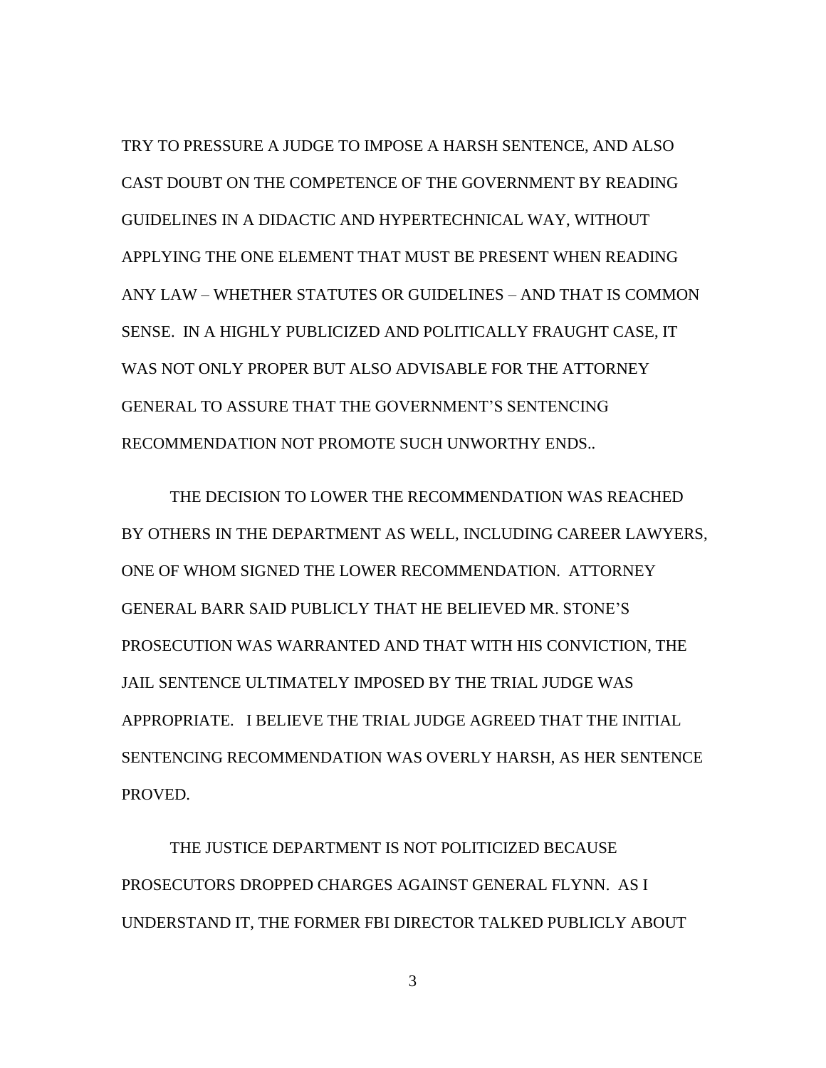TRY TO PRESSURE A JUDGE TO IMPOSE A HARSH SENTENCE, AND ALSO CAST DOUBT ON THE COMPETENCE OF THE GOVERNMENT BY READING GUIDELINES IN A DIDACTIC AND HYPERTECHNICAL WAY, WITHOUT APPLYING THE ONE ELEMENT THAT MUST BE PRESENT WHEN READING ANY LAW – WHETHER STATUTES OR GUIDELINES – AND THAT IS COMMON SENSE. IN A HIGHLY PUBLICIZED AND POLITICALLY FRAUGHT CASE, IT WAS NOT ONLY PROPER BUT ALSO ADVISABLE FOR THE ATTORNEY GENERAL TO ASSURE THAT THE GOVERNMENT'S SENTENCING RECOMMENDATION NOT PROMOTE SUCH UNWORTHY ENDS..

THE DECISION TO LOWER THE RECOMMENDATION WAS REACHED BY OTHERS IN THE DEPARTMENT AS WELL, INCLUDING CAREER LAWYERS, ONE OF WHOM SIGNED THE LOWER RECOMMENDATION. ATTORNEY GENERAL BARR SAID PUBLICLY THAT HE BELIEVED MR. STONE'S PROSECUTION WAS WARRANTED AND THAT WITH HIS CONVICTION, THE JAIL SENTENCE ULTIMATELY IMPOSED BY THE TRIAL JUDGE WAS APPROPRIATE. I BELIEVE THE TRIAL JUDGE AGREED THAT THE INITIAL SENTENCING RECOMMENDATION WAS OVERLY HARSH, AS HER SENTENCE PROVED.

THE JUSTICE DEPARTMENT IS NOT POLITICIZED BECAUSE PROSECUTORS DROPPED CHARGES AGAINST GENERAL FLYNN. AS I UNDERSTAND IT, THE FORMER FBI DIRECTOR TALKED PUBLICLY ABOUT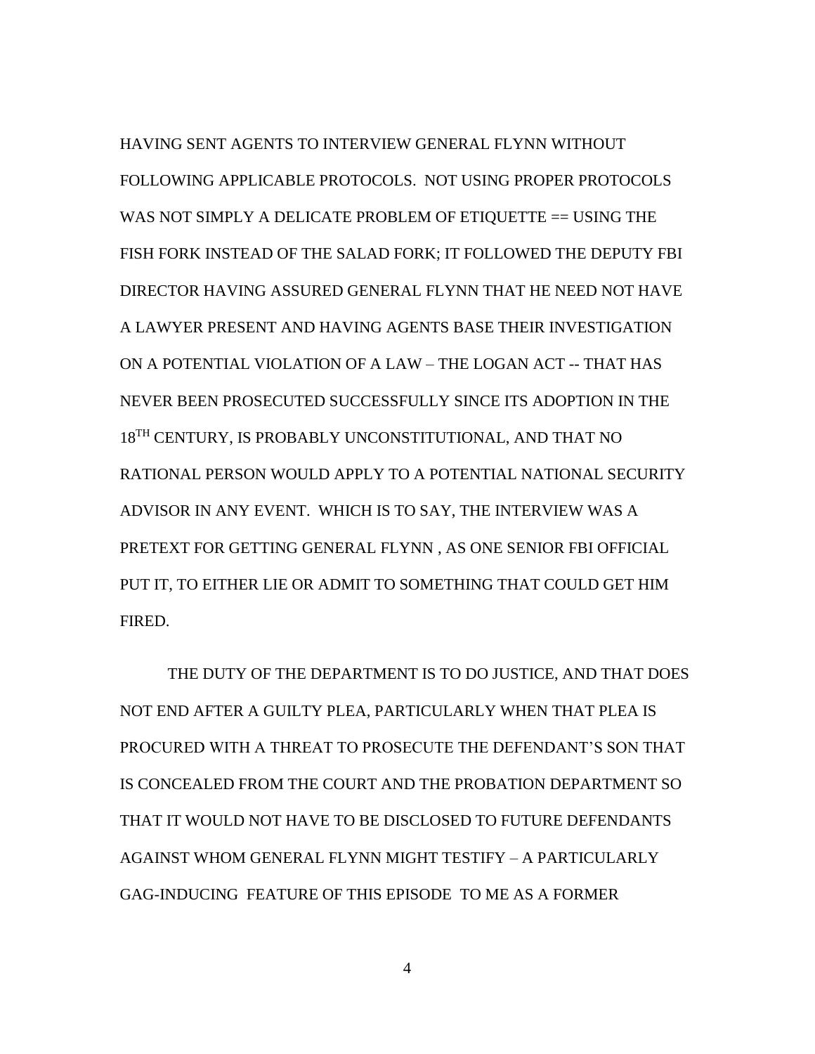HAVING SENT AGENTS TO INTERVIEW GENERAL FLYNN WITHOUT FOLLOWING APPLICABLE PROTOCOLS. NOT USING PROPER PROTOCOLS WAS NOT SIMPLY A DELICATE PROBLEM OF ETIQUETTE == USING THE FISH FORK INSTEAD OF THE SALAD FORK; IT FOLLOWED THE DEPUTY FBI DIRECTOR HAVING ASSURED GENERAL FLYNN THAT HE NEED NOT HAVE A LAWYER PRESENT AND HAVING AGENTS BASE THEIR INVESTIGATION ON A POTENTIAL VIOLATION OF A LAW – THE LOGAN ACT -- THAT HAS NEVER BEEN PROSECUTED SUCCESSFULLY SINCE ITS ADOPTION IN THE 18TH CENTURY, IS PROBABLY UNCONSTITUTIONAL, AND THAT NO RATIONAL PERSON WOULD APPLY TO A POTENTIAL NATIONAL SECURITY ADVISOR IN ANY EVENT. WHICH IS TO SAY, THE INTERVIEW WAS A PRETEXT FOR GETTING GENERAL FLYNN , AS ONE SENIOR FBI OFFICIAL PUT IT, TO EITHER LIE OR ADMIT TO SOMETHING THAT COULD GET HIM FIRED.

THE DUTY OF THE DEPARTMENT IS TO DO JUSTICE, AND THAT DOES NOT END AFTER A GUILTY PLEA, PARTICULARLY WHEN THAT PLEA IS PROCURED WITH A THREAT TO PROSECUTE THE DEFENDANT'S SON THAT IS CONCEALED FROM THE COURT AND THE PROBATION DEPARTMENT SO THAT IT WOULD NOT HAVE TO BE DISCLOSED TO FUTURE DEFENDANTS AGAINST WHOM GENERAL FLYNN MIGHT TESTIFY – A PARTICULARLY GAG-INDUCING FEATURE OF THIS EPISODE TO ME AS A FORMER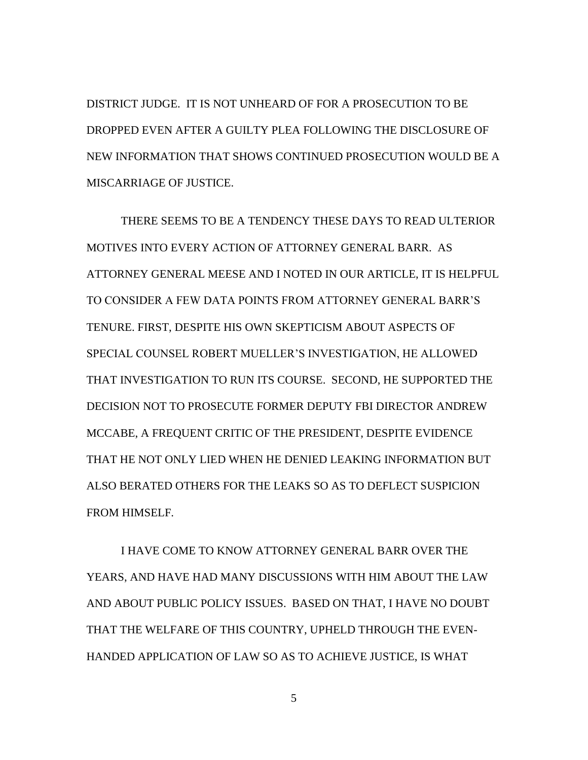DISTRICT JUDGE. IT IS NOT UNHEARD OF FOR A PROSECUTION TO BE DROPPED EVEN AFTER A GUILTY PLEA FOLLOWING THE DISCLOSURE OF NEW INFORMATION THAT SHOWS CONTINUED PROSECUTION WOULD BE A MISCARRIAGE OF JUSTICE.

THERE SEEMS TO BE A TENDENCY THESE DAYS TO READ ULTERIOR MOTIVES INTO EVERY ACTION OF ATTORNEY GENERAL BARR. AS ATTORNEY GENERAL MEESE AND I NOTED IN OUR ARTICLE, IT IS HELPFUL TO CONSIDER A FEW DATA POINTS FROM ATTORNEY GENERAL BARR'S TENURE. FIRST, DESPITE HIS OWN SKEPTICISM ABOUT ASPECTS OF SPECIAL COUNSEL ROBERT MUELLER'S INVESTIGATION, HE ALLOWED THAT INVESTIGATION TO RUN ITS COURSE. SECOND, HE SUPPORTED THE DECISION NOT TO PROSECUTE FORMER DEPUTY FBI DIRECTOR ANDREW MCCABE, A FREQUENT CRITIC OF THE PRESIDENT, DESPITE EVIDENCE THAT HE NOT ONLY LIED WHEN HE DENIED LEAKING INFORMATION BUT ALSO BERATED OTHERS FOR THE LEAKS SO AS TO DEFLECT SUSPICION FROM HIMSELF.

I HAVE COME TO KNOW ATTORNEY GENERAL BARR OVER THE YEARS, AND HAVE HAD MANY DISCUSSIONS WITH HIM ABOUT THE LAW AND ABOUT PUBLIC POLICY ISSUES. BASED ON THAT, I HAVE NO DOUBT THAT THE WELFARE OF THIS COUNTRY, UPHELD THROUGH THE EVEN-HANDED APPLICATION OF LAW SO AS TO ACHIEVE JUSTICE, IS WHAT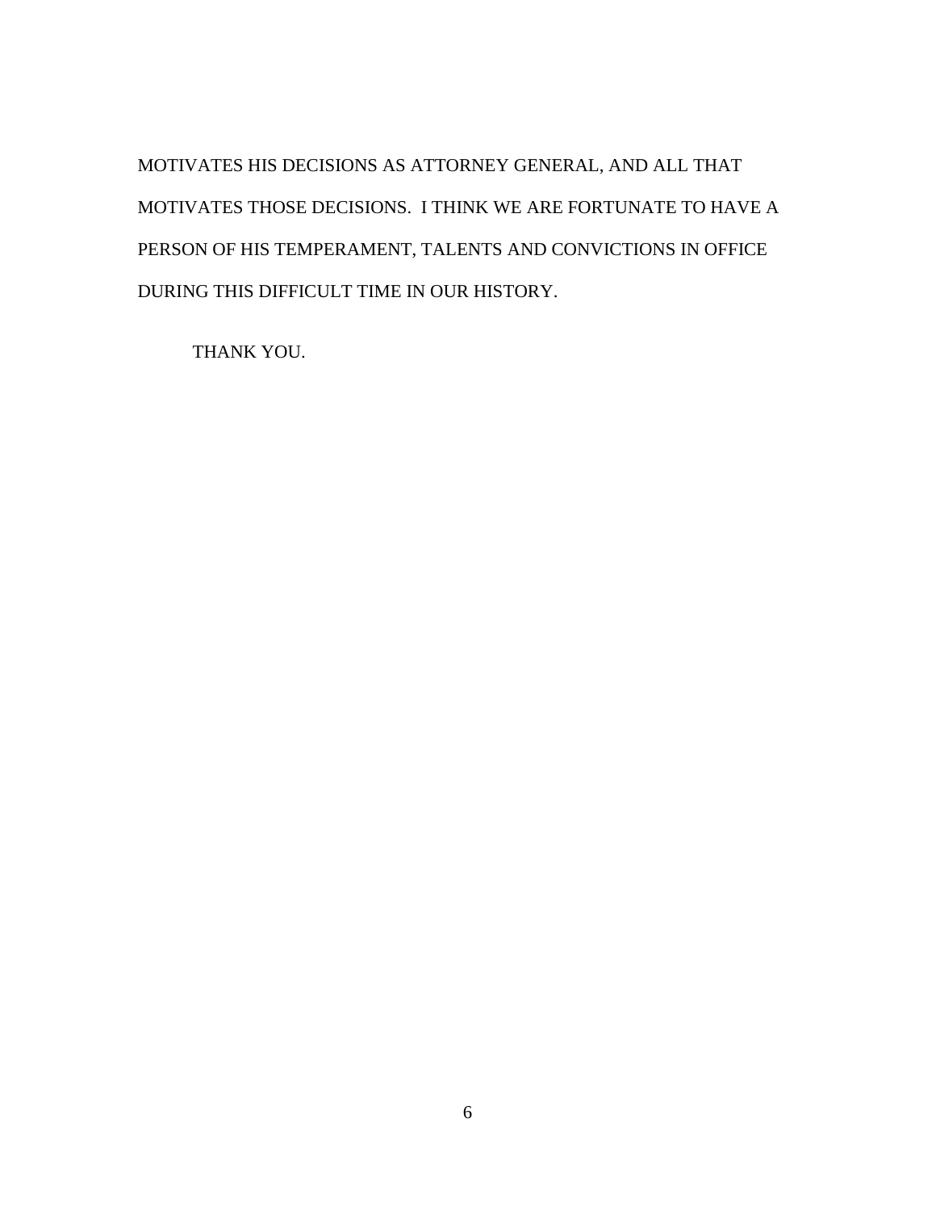MOTIVATES HIS DECISIONS AS ATTORNEY GENERAL, AND ALL THAT MOTIVATES THOSE DECISIONS. I THINK WE ARE FORTUNATE TO HAVE A PERSON OF HIS TEMPERAMENT, TALENTS AND CONVICTIONS IN OFFICE DURING THIS DIFFICULT TIME IN OUR HISTORY.

THANK YOU.